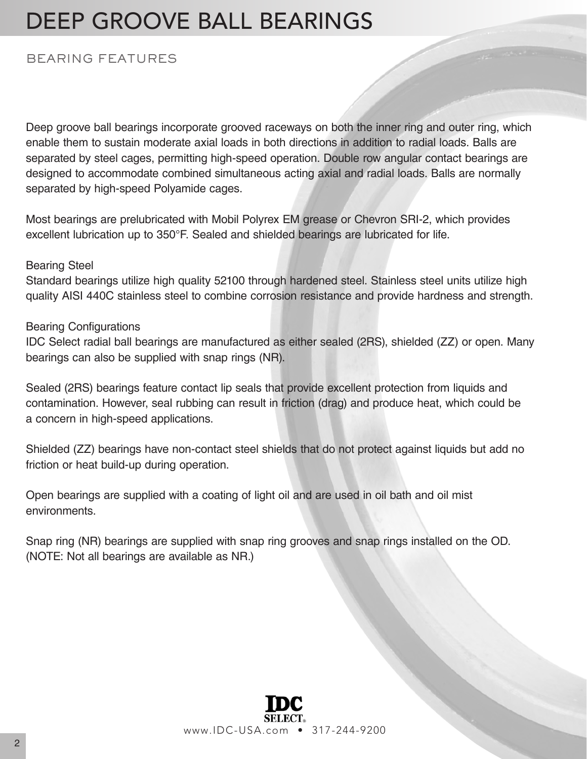# DEEP GROOVE BALL BEARINGS

## BEARING FEATURES

Deep groove ball bearings incorporate grooved raceways on both the inner ring and outer ring, which enable them to sustain moderate axial loads in both directions in addition to radial loads. Balls are separated by steel cages, permitting high-speed operation. Double row angular contact bearings are designed to accommodate combined simultaneous acting axial and radial loads. Balls are normally separated by high-speed Polyamide cages.

Most bearings are prelubricated with Mobil Polyrex EM grease or Chevron SRI-2, which provides excellent lubrication up to 350°F. Sealed and shielded bearings are lubricated for life.

### Bearing Steel

Standard bearings utilize high quality 52100 through hardened steel. Stainless steel units utilize high quality AISI 440C stainless steel to combine corrosion resistance and provide hardness and strength.

### Bearing Configurations

IDC Select radial ball bearings are manufactured as either sealed (2RS), shielded (ZZ) or open. Many bearings can also be supplied with snap rings (NR).

Sealed (2RS) bearings feature contact lip seals that provide excellent protection from liquids and contamination. However, seal rubbing can result in friction (drag) and produce heat, which could be a concern in high-speed applications.

Shielded (ZZ) bearings have non-contact steel shields that do not protect against liquids but add no friction or heat build-up during operation.

Open bearings are supplied with a coating of light oil and are used in oil bath and oil mist environments.

Snap ring (NR) bearings are supplied with snap ring grooves and snap rings installed on the OD. (NOTE: Not all bearings are available as NR.)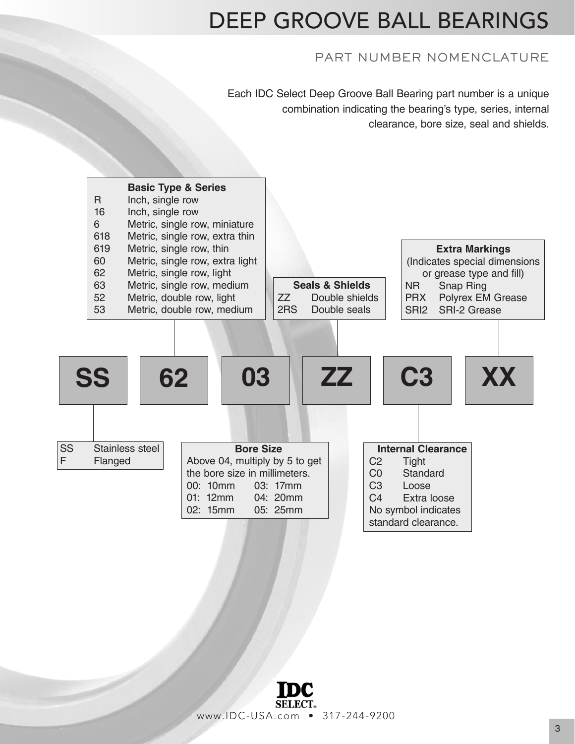# DEEP GROOVE BALL BEARINGS

## PART NUMBER NOMENCLATURE

Each IDC Select Deep Groove Ball Bearing part number is a unique combination indicating the bearing's type, series, internal clearance, bore size, seal and shields.

**SS | 62 | 03 | ZZ | C3 | XX**

**Basic Type & Series**

| Code | Description |
|---|---|
| R | Inch, single row |
| 16 | Inch, single row |
| 6 | Metric, single row, miniature |
| 618 | Metric, single row, extra thin |
| 619 | Metric, single row, thin |
| 60 | Metric, single row, extra light |
| 62 | Metric, single row, light |
| 63 | Metric, single row, medium |
| 52 | Metric, double row, light |
| 53 | Metric, double row, medium |

**Seals & Shields**

| Code | Description |
|---|---|
| ZZ | Double shields |
| 2RS | Double seals |

**Extra Markings**
(Indicates special dimensions or grease type and fill)

| Code | Description |
|---|---|
| NR | Snap Ring |
| PRX | Polyrex EM Grease |
| SRI2 | SRI-2 Grease |

| Code | Description |
|---|---|
| SS | Stainless steel |
| F | Flanged |

**Bore Size**
Above 04, multiply by 5 to get the bore size in millimeters.

| Code | Size | Code | Size |
|---|---|---|---|
| 00: | 10mm | 03: | 17mm |
| 01: | 12mm | 04: | 20mm |
| 02: | 15mm | 05: | 25mm |

**Internal Clearance**

| Code | Description |
|---|---|
| C2 | Tight |
| C0 | Standard |
| C3 | Loose |
| C4 | Extra loose |

No symbol indicates standard clearance.

IDC SELECT®
www.IDC-USA.com • 317-244-9200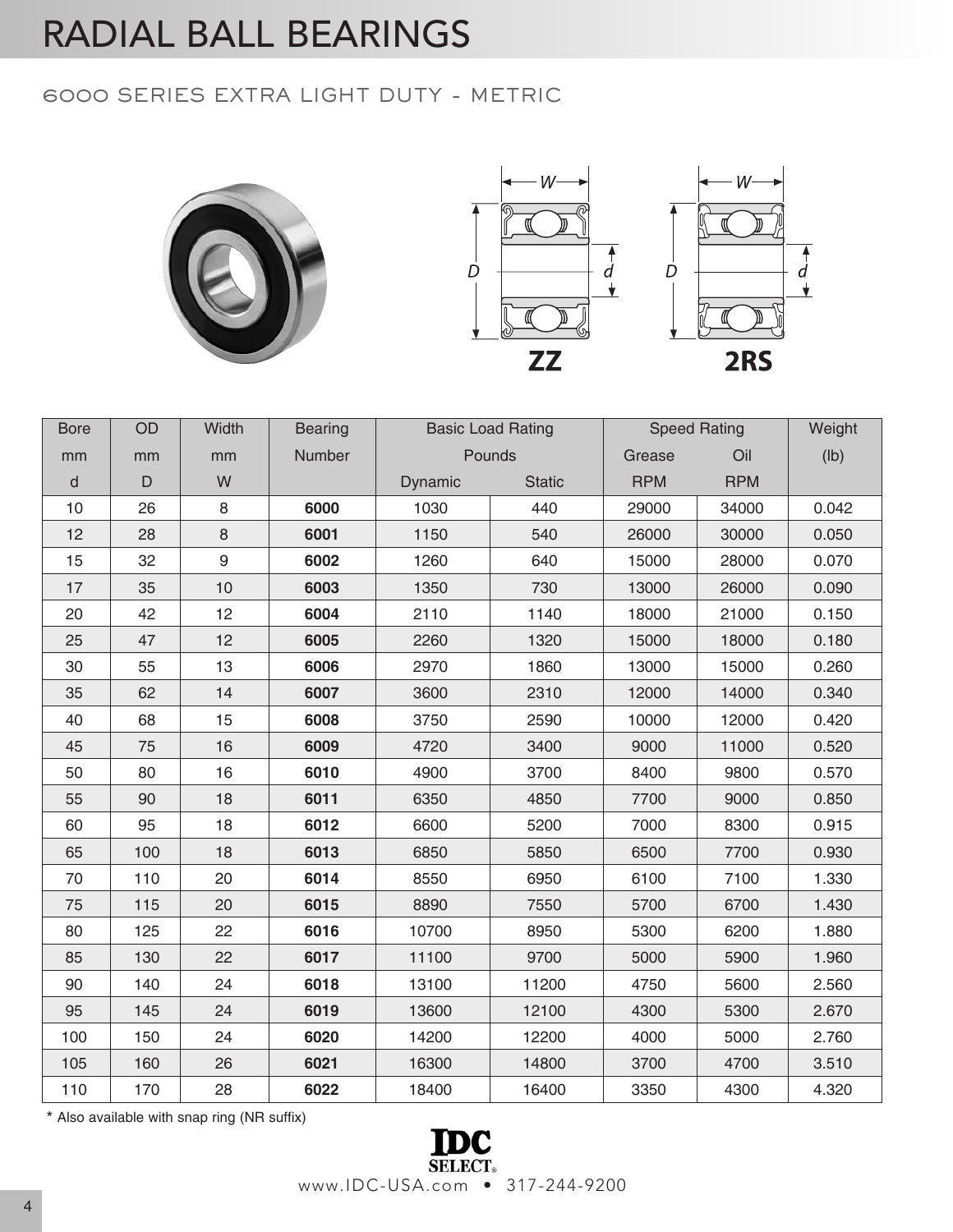# RADIAL BALL BEARINGS

## 6000 SERIES EXTRA LIGHT DUTY - METRIC

ZZ

2RS

| Bore | OD | Width | Bearing | Basic Load Rating | | Speed Rating | | Weight |
|---|---|---|---|---|---|---|---|---|
| mm | mm | mm | Number | Pounds | | Grease | Oil | (lb) |
| d | D | W | | Dynamic | Static | RPM | RPM | |
| 10 | 26 | 8 | **6000** | 1030 | 440 | 29000 | 34000 | 0.042 |
| 12 | 28 | 8 | **6001** | 1150 | 540 | 26000 | 30000 | 0.050 |
| 15 | 32 | 9 | **6002** | 1260 | 640 | 15000 | 28000 | 0.070 |
| 17 | 35 | 10 | **6003** | 1350 | 730 | 13000 | 26000 | 0.090 |
| 20 | 42 | 12 | **6004** | 2110 | 1140 | 18000 | 21000 | 0.150 |
| 25 | 47 | 12 | **6005** | 2260 | 1320 | 15000 | 18000 | 0.180 |
| 30 | 55 | 13 | **6006** | 2970 | 1860 | 13000 | 15000 | 0.260 |
| 35 | 62 | 14 | **6007** | 3600 | 2310 | 12000 | 14000 | 0.340 |
| 40 | 68 | 15 | **6008** | 3750 | 2590 | 10000 | 12000 | 0.420 |
| 45 | 75 | 16 | **6009** | 4720 | 3400 | 9000 | 11000 | 0.520 |
| 50 | 80 | 16 | **6010** | 4900 | 3700 | 8400 | 9800 | 0.570 |
| 55 | 90 | 18 | **6011** | 6350 | 4850 | 7700 | 9000 | 0.850 |
| 60 | 95 | 18 | **6012** | 6600 | 5200 | 7000 | 8300 | 0.915 |
| 65 | 100 | 18 | **6013** | 6850 | 5850 | 6500 | 7700 | 0.930 |
| 70 | 110 | 20 | **6014** | 8550 | 6950 | 6100 | 7100 | 1.330 |
| 75 | 115 | 20 | **6015** | 8890 | 7550 | 5700 | 6700 | 1.430 |
| 80 | 125 | 22 | **6016** | 10700 | 8950 | 5300 | 6200 | 1.880 |
| 85 | 130 | 22 | **6017** | 11100 | 9700 | 5000 | 5900 | 1.960 |
| 90 | 140 | 24 | **6018** | 13100 | 11200 | 4750 | 5600 | 2.560 |
| 95 | 145 | 24 | **6019** | 13600 | 12100 | 4300 | 5300 | 2.670 |
| 100 | 150 | 24 | **6020** | 14200 | 12200 | 4000 | 5000 | 2.760 |
| 105 | 160 | 26 | **6021** | 16300 | 14800 | 3700 | 4700 | 3.510 |
| 110 | 170 | 28 | **6022** | 18400 | 16400 | 3350 | 4300 | 4.320 |

* Also available with snap ring (NR suffix)

IDC SELECT®

www.IDC-USA.com • 317-244-9200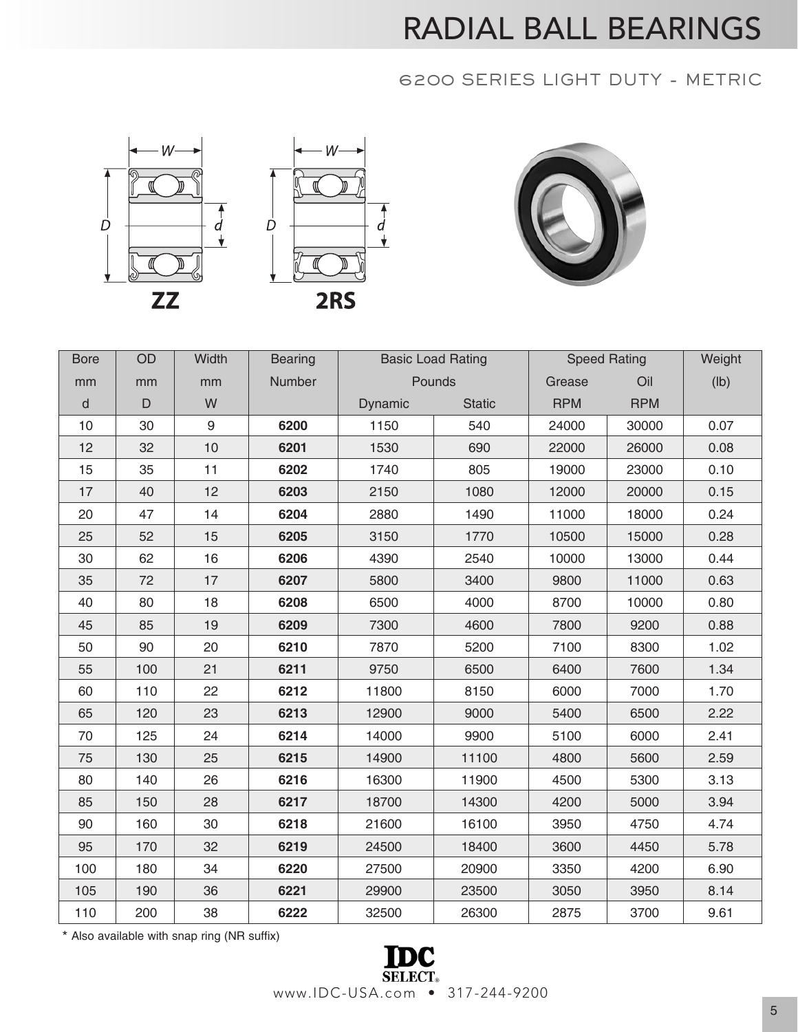# RADIAL BALL BEARINGS

## 6200 SERIES LIGHT DUTY - METRIC

ZZ

2RS

| Bore | OD | Width | Bearing | Basic Load Rating | | Speed Rating | | Weight |
|---|---|---|---|---|---|---|---|---|
| mm | mm | mm | Number | Pounds | | Grease | Oil | (lb) |
| d | D | W | | Dynamic | Static | RPM | RPM | |
| 10 | 30 | 9 | **6200** | 1150 | 540 | 24000 | 30000 | 0.07 |
| 12 | 32 | 10 | **6201** | 1530 | 690 | 22000 | 26000 | 0.08 |
| 15 | 35 | 11 | **6202** | 1740 | 805 | 19000 | 23000 | 0.10 |
| 17 | 40 | 12 | **6203** | 2150 | 1080 | 12000 | 20000 | 0.15 |
| 20 | 47 | 14 | **6204** | 2880 | 1490 | 11000 | 18000 | 0.24 |
| 25 | 52 | 15 | **6205** | 3150 | 1770 | 10500 | 15000 | 0.28 |
| 30 | 62 | 16 | **6206** | 4390 | 2540 | 10000 | 13000 | 0.44 |
| 35 | 72 | 17 | **6207** | 5800 | 3400 | 9800 | 11000 | 0.63 |
| 40 | 80 | 18 | **6208** | 6500 | 4000 | 8700 | 10000 | 0.80 |
| 45 | 85 | 19 | **6209** | 7300 | 4600 | 7800 | 9200 | 0.88 |
| 50 | 90 | 20 | **6210** | 7870 | 5200 | 7100 | 8300 | 1.02 |
| 55 | 100 | 21 | **6211** | 9750 | 6500 | 6400 | 7600 | 1.34 |
| 60 | 110 | 22 | **6212** | 11800 | 8150 | 6000 | 7000 | 1.70 |
| 65 | 120 | 23 | **6213** | 12900 | 9000 | 5400 | 6500 | 2.22 |
| 70 | 125 | 24 | **6214** | 14000 | 9900 | 5100 | 6000 | 2.41 |
| 75 | 130 | 25 | **6215** | 14900 | 11100 | 4800 | 5600 | 2.59 |
| 80 | 140 | 26 | **6216** | 16300 | 11900 | 4500 | 5300 | 3.13 |
| 85 | 150 | 28 | **6217** | 18700 | 14300 | 4200 | 5000 | 3.94 |
| 90 | 160 | 30 | **6218** | 21600 | 16100 | 3950 | 4750 | 4.74 |
| 95 | 170 | 32 | **6219** | 24500 | 18400 | 3600 | 4450 | 5.78 |
| 100 | 180 | 34 | **6220** | 27500 | 20900 | 3350 | 4200 | 6.90 |
| 105 | 190 | 36 | **6221** | 29900 | 23500 | 3050 | 3950 | 8.14 |
| 110 | 200 | 38 | **6222** | 32500 | 26300 | 2875 | 3700 | 9.61 |

* Also available with snap ring (NR suffix)

IDC SELECT®

www.IDC-USA.com • 317-244-9200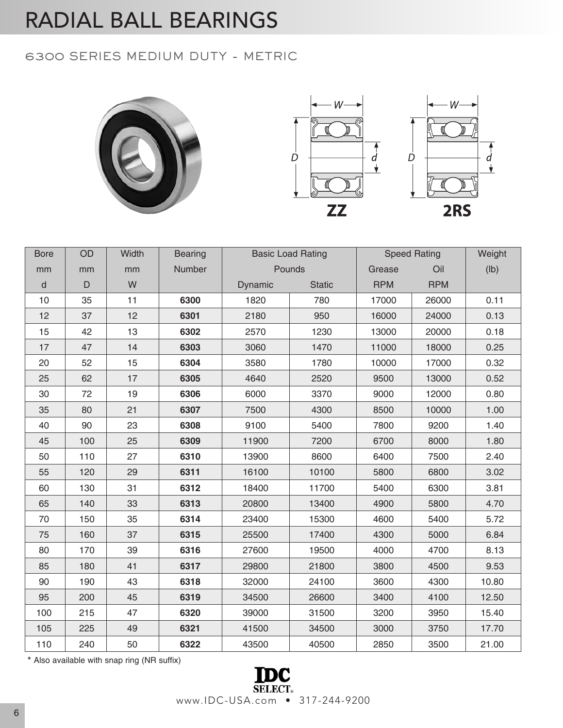# RADIAL BALL BEARINGS

## 6300 SERIES MEDIUM DUTY - METRIC

| Bore | OD | Width | Bearing | Basic Load Rating | | Speed Rating | | Weight |
|---|---|---|---|---|---|---|---|---|
| mm | mm | mm | Number | Pounds | | Grease | Oil | (lb) |
| d | D | W | | Dynamic | Static | RPM | RPM | |
| 10 | 35 | 11 | **6300** | 1820 | 780 | 17000 | 26000 | 0.11 |
| 12 | 37 | 12 | **6301** | 2180 | 950 | 16000 | 24000 | 0.13 |
| 15 | 42 | 13 | **6302** | 2570 | 1230 | 13000 | 20000 | 0.18 |
| 17 | 47 | 14 | **6303** | 3060 | 1470 | 11000 | 18000 | 0.25 |
| 20 | 52 | 15 | **6304** | 3580 | 1780 | 10000 | 17000 | 0.32 |
| 25 | 62 | 17 | **6305** | 4640 | 2520 | 9500 | 13000 | 0.52 |
| 30 | 72 | 19 | **6306** | 6000 | 3370 | 9000 | 12000 | 0.80 |
| 35 | 80 | 21 | **6307** | 7500 | 4300 | 8500 | 10000 | 1.00 |
| 40 | 90 | 23 | **6308** | 9100 | 5400 | 7800 | 9200 | 1.40 |
| 45 | 100 | 25 | **6309** | 11900 | 7200 | 6700 | 8000 | 1.80 |
| 50 | 110 | 27 | **6310** | 13900 | 8600 | 6400 | 7500 | 2.40 |
| 55 | 120 | 29 | **6311** | 16100 | 10100 | 5800 | 6800 | 3.02 |
| 60 | 130 | 31 | **6312** | 18400 | 11700 | 5400 | 6300 | 3.81 |
| 65 | 140 | 33 | **6313** | 20800 | 13400 | 4900 | 5800 | 4.70 |
| 70 | 150 | 35 | **6314** | 23400 | 15300 | 4600 | 5400 | 5.72 |
| 75 | 160 | 37 | **6315** | 25500 | 17400 | 4300 | 5000 | 6.84 |
| 80 | 170 | 39 | **6316** | 27600 | 19500 | 4000 | 4700 | 8.13 |
| 85 | 180 | 41 | **6317** | 29800 | 21800 | 3800 | 4500 | 9.53 |
| 90 | 190 | 43 | **6318** | 32000 | 24100 | 3600 | 4300 | 10.80 |
| 95 | 200 | 45 | **6319** | 34500 | 26600 | 3400 | 4100 | 12.50 |
| 100 | 215 | 47 | **6320** | 39000 | 31500 | 3200 | 3950 | 15.40 |
| 105 | 225 | 49 | **6321** | 41500 | 34500 | 3000 | 3750 | 17.70 |
| 110 | 240 | 50 | **6322** | 43500 | 40500 | 2850 | 3500 | 21.00 |

* Also available with snap ring (NR suffix)

IDC SELECT®

www.IDC-USA.com • 317-244-9200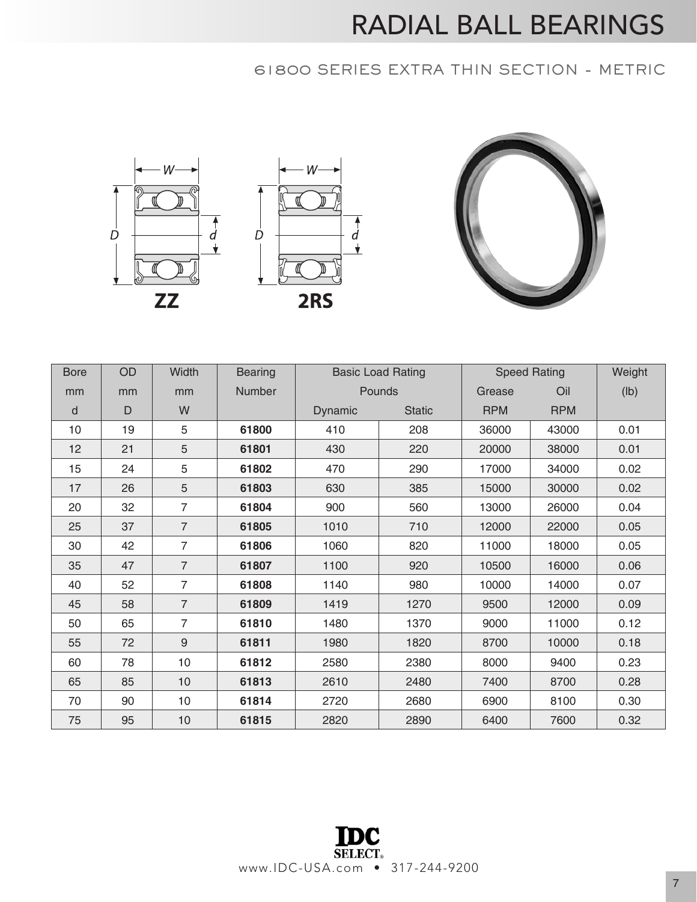# RADIAL BALL BEARINGS

## 61800 SERIES EXTRA THIN SECTION - METRIC

| Bore | OD | Width | Bearing | Basic Load Rating | | Speed Rating | | Weight |
|---|---|---|---|---|---|---|---|---|
| mm | mm | mm | Number | Pounds | | Grease | Oil | (lb) |
| d | D | W | | Dynamic | Static | RPM | RPM | |
| 10 | 19 | 5 | **61800** | 410 | 208 | 36000 | 43000 | 0.01 |
| 12 | 21 | 5 | **61801** | 430 | 220 | 20000 | 38000 | 0.01 |
| 15 | 24 | 5 | **61802** | 470 | 290 | 17000 | 34000 | 0.02 |
| 17 | 26 | 5 | **61803** | 630 | 385 | 15000 | 30000 | 0.02 |
| 20 | 32 | 7 | **61804** | 900 | 560 | 13000 | 26000 | 0.04 |
| 25 | 37 | 7 | **61805** | 1010 | 710 | 12000 | 22000 | 0.05 |
| 30 | 42 | 7 | **61806** | 1060 | 820 | 11000 | 18000 | 0.05 |
| 35 | 47 | 7 | **61807** | 1100 | 920 | 10500 | 16000 | 0.06 |
| 40 | 52 | 7 | **61808** | 1140 | 980 | 10000 | 14000 | 0.07 |
| 45 | 58 | 7 | **61809** | 1419 | 1270 | 9500 | 12000 | 0.09 |
| 50 | 65 | 7 | **61810** | 1480 | 1370 | 9000 | 11000 | 0.12 |
| 55 | 72 | 9 | **61811** | 1980 | 1820 | 8700 | 10000 | 0.18 |
| 60 | 78 | 10 | **61812** | 2580 | 2380 | 8000 | 9400 | 0.23 |
| 65 | 85 | 10 | **61813** | 2610 | 2480 | 7400 | 8700 | 0.28 |
| 70 | 90 | 10 | **61814** | 2720 | 2680 | 6900 | 8100 | 0.30 |
| 75 | 95 | 10 | **61815** | 2820 | 2890 | 6400 | 7600 | 0.32 |

IDC SELECT®
www.IDC-USA.com • 317-244-9200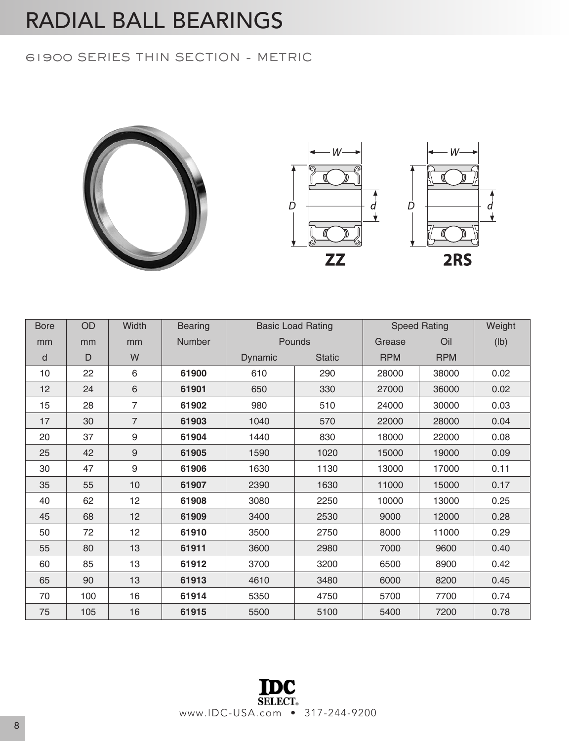# RADIAL BALL BEARINGS

## 61900 SERIES THIN SECTION - METRIC

| Bore | OD | Width | Bearing | Basic Load Rating | | Speed Rating | | Weight |
|---|---|---|---|---|---|---|---|---|
| mm | mm | mm | Number | Pounds | | Grease | Oil | (lb) |
| d | D | W | | Dynamic | Static | RPM | RPM | |
| 10 | 22 | 6 | **61900** | 610 | 290 | 28000 | 38000 | 0.02 |
| 12 | 24 | 6 | **61901** | 650 | 330 | 27000 | 36000 | 0.02 |
| 15 | 28 | 7 | **61902** | 980 | 510 | 24000 | 30000 | 0.03 |
| 17 | 30 | 7 | **61903** | 1040 | 570 | 22000 | 28000 | 0.04 |
| 20 | 37 | 9 | **61904** | 1440 | 830 | 18000 | 22000 | 0.08 |
| 25 | 42 | 9 | **61905** | 1590 | 1020 | 15000 | 19000 | 0.09 |
| 30 | 47 | 9 | **61906** | 1630 | 1130 | 13000 | 17000 | 0.11 |
| 35 | 55 | 10 | **61907** | 2390 | 1630 | 11000 | 15000 | 0.17 |
| 40 | 62 | 12 | **61908** | 3080 | 2250 | 10000 | 13000 | 0.25 |
| 45 | 68 | 12 | **61909** | 3400 | 2530 | 9000 | 12000 | 0.28 |
| 50 | 72 | 12 | **61910** | 3500 | 2750 | 8000 | 11000 | 0.29 |
| 55 | 80 | 13 | **61911** | 3600 | 2980 | 7000 | 9600 | 0.40 |
| 60 | 85 | 13 | **61912** | 3700 | 3200 | 6500 | 8900 | 0.42 |
| 65 | 90 | 13 | **61913** | 4610 | 3480 | 6000 | 8200 | 0.45 |
| 70 | 100 | 16 | **61914** | 5350 | 4750 | 5700 | 7700 | 0.74 |
| 75 | 105 | 16 | **61915** | 5500 | 5100 | 5400 | 7200 | 0.78 |

IDC SELECT®
www.IDC-USA.com • 317-244-9200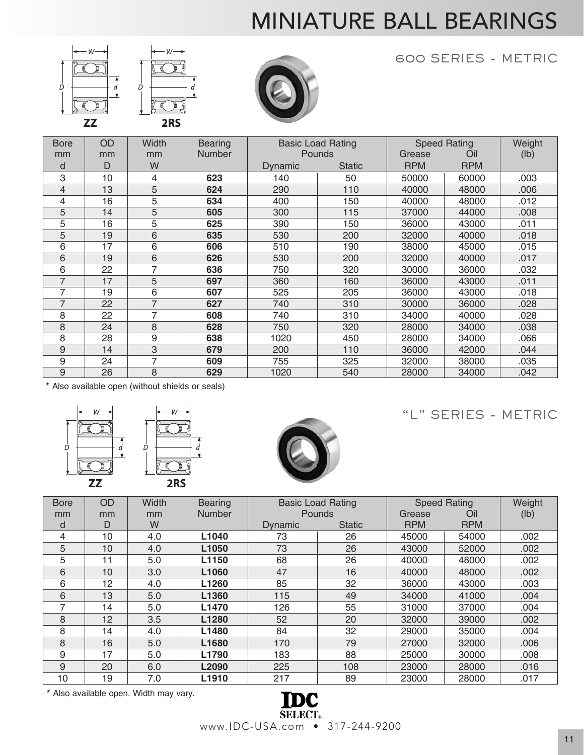# MINIATURE BALL BEARINGS

## 600 SERIES - METRIC

ZZ 2RS

| Bore mm | OD mm | Width mm | Bearing Number | Basic Load Rating Pounds | | Speed Rating | | Weight (lb) |
|---|---|---|---|---|---|---|---|---|
| d | D | W | | Dynamic | Static | Grease RPM | Oil RPM | |
| 3 | 10 | 4 | **623** | 140 | 50 | 50000 | 60000 | .003 |
| 4 | 13 | 5 | **624** | 290 | 110 | 40000 | 48000 | .006 |
| 4 | 16 | 5 | **634** | 400 | 150 | 40000 | 48000 | .012 |
| 5 | 14 | 5 | **605** | 300 | 115 | 37000 | 44000 | .008 |
| 5 | 16 | 5 | **625** | 390 | 150 | 36000 | 43000 | .011 |
| 5 | 19 | 6 | **635** | 530 | 200 | 32000 | 40000 | .018 |
| 6 | 17 | 6 | **606** | 510 | 190 | 38000 | 45000 | .015 |
| 6 | 19 | 6 | **626** | 530 | 200 | 32000 | 40000 | .017 |
| 6 | 22 | 7 | **636** | 750 | 320 | 30000 | 36000 | .032 |
| 7 | 17 | 5 | **697** | 360 | 160 | 36000 | 43000 | .011 |
| 7 | 19 | 6 | **607** | 525 | 205 | 36000 | 43000 | .018 |
| 7 | 22 | 7 | **627** | 740 | 310 | 30000 | 36000 | .028 |
| 8 | 22 | 7 | **608** | 740 | 310 | 34000 | 40000 | .028 |
| 8 | 24 | 8 | **628** | 750 | 320 | 28000 | 34000 | .038 |
| 8 | 28 | 9 | **638** | 1020 | 450 | 28000 | 34000 | .066 |
| 9 | 14 | 3 | **679** | 200 | 110 | 36000 | 42000 | .044 |
| 9 | 24 | 7 | **609** | 755 | 325 | 32000 | 38000 | .035 |
| 9 | 26 | 8 | **629** | 1020 | 540 | 28000 | 34000 | .042 |

\* Also available open (without shields or seals)

## "L" SERIES - METRIC

ZZ 2RS

| Bore mm | OD mm | Width mm | Bearing Number | Basic Load Rating Pounds | | Speed Rating | | Weight (lb) |
|---|---|---|---|---|---|---|---|---|
| d | D | W | | Dynamic | Static | Grease RPM | Oil RPM | |
| 4 | 10 | 4.0 | **L1040** | 73 | 26 | 45000 | 54000 | .002 |
| 5 | 10 | 4.0 | **L1050** | 73 | 26 | 43000 | 52000 | .002 |
| 5 | 11 | 5.0 | **L1150** | 68 | 26 | 40000 | 48000 | .002 |
| 6 | 10 | 3.0 | **L1060** | 47 | 16 | 40000 | 48000 | .002 |
| 6 | 12 | 4.0 | **L1260** | 85 | 32 | 36000 | 43000 | .003 |
| 6 | 13 | 5.0 | **L1360** | 115 | 49 | 34000 | 41000 | .004 |
| 7 | 14 | 5.0 | **L1470** | 126 | 55 | 31000 | 37000 | .004 |
| 8 | 12 | 3.5 | **L1280** | 52 | 20 | 32000 | 39000 | .002 |
| 8 | 14 | 4.0 | **L1480** | 84 | 32 | 29000 | 35000 | .004 |
| 8 | 16 | 5.0 | **L1680** | 170 | 79 | 27000 | 32000 | .006 |
| 9 | 17 | 5.0 | **L1790** | 183 | 88 | 25000 | 30000 | .008 |
| 9 | 20 | 6.0 | **L2090** | 225 | 108 | 23000 | 28000 | .016 |
| 10 | 19 | 7.0 | **L1910** | 217 | 89 | 23000 | 28000 | .017 |

\* Also available open. Width may vary.

IDC SELECT®

www.IDC-USA.com • 317-244-9200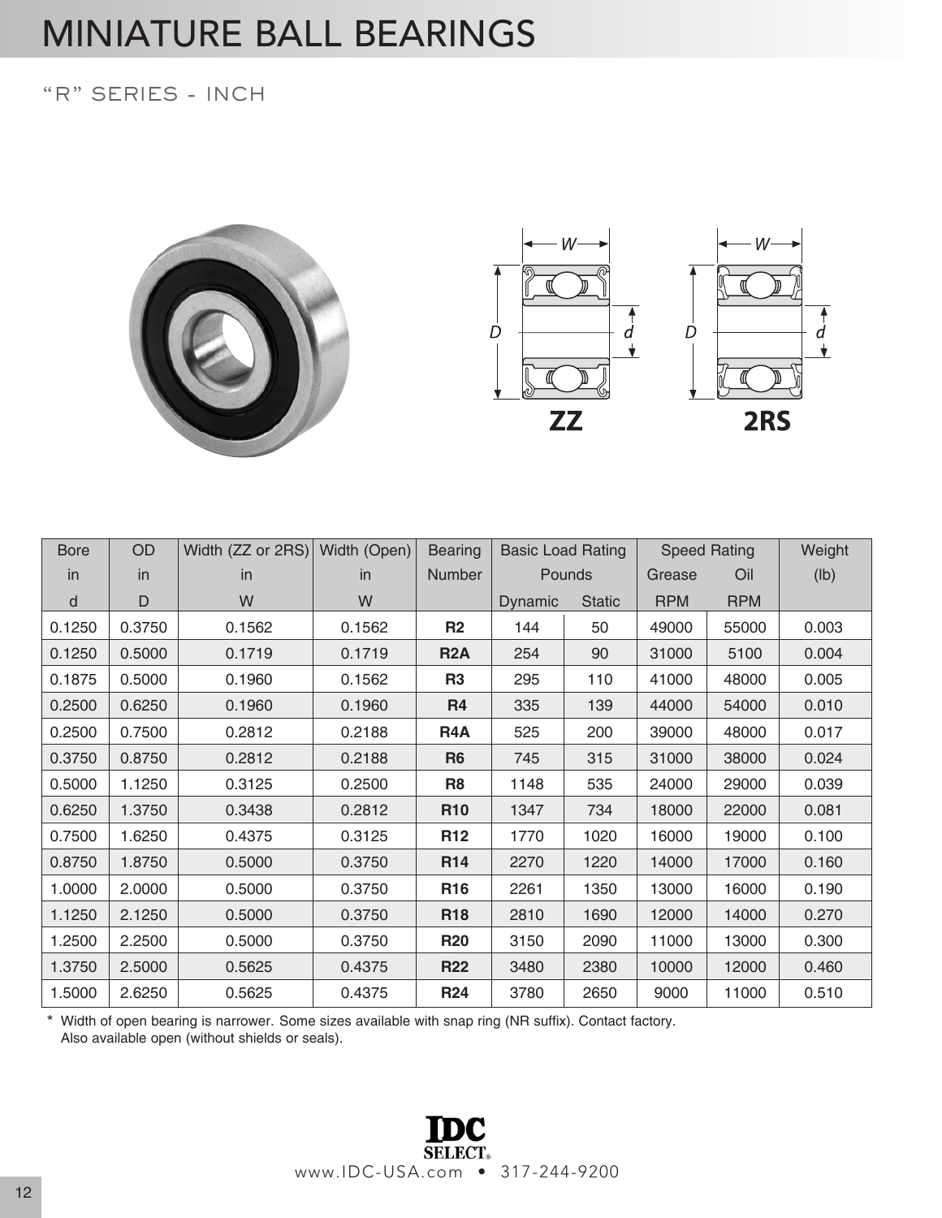# MINIATURE BALL BEARINGS

## "R" SERIES - INCH

| Bore | OD | Width (ZZ or 2RS) | Width (Open) | Bearing | Basic Load Rating | | Speed Rating | | Weight |
|---|---|---|---|---|---|---|---|---|---|
| in | in | in | in | Number | Pounds | | Grease | Oil | (lb) |
| d | D | W | W | | Dynamic | Static | RPM | RPM | |
| 0.1250 | 0.3750 | 0.1562 | 0.1562 | **R2** | 144 | 50 | 49000 | 55000 | 0.003 |
| 0.1250 | 0.5000 | 0.1719 | 0.1719 | **R2A** | 254 | 90 | 31000 | 5100 | 0.004 |
| 0.1875 | 0.5000 | 0.1960 | 0.1562 | **R3** | 295 | 110 | 41000 | 48000 | 0.005 |
| 0.2500 | 0.6250 | 0.1960 | 0.1960 | **R4** | 335 | 139 | 44000 | 54000 | 0.010 |
| 0.2500 | 0.7500 | 0.2812 | 0.2188 | **R4A** | 525 | 200 | 39000 | 48000 | 0.017 |
| 0.3750 | 0.8750 | 0.2812 | 0.2188 | **R6** | 745 | 315 | 31000 | 38000 | 0.024 |
| 0.5000 | 1.1250 | 0.3125 | 0.2500 | **R8** | 1148 | 535 | 24000 | 29000 | 0.039 |
| 0.6250 | 1.3750 | 0.3438 | 0.2812 | **R10** | 1347 | 734 | 18000 | 22000 | 0.081 |
| 0.7500 | 1.6250 | 0.4375 | 0.3125 | **R12** | 1770 | 1020 | 16000 | 19000 | 0.100 |
| 0.8750 | 1.8750 | 0.5000 | 0.3750 | **R14** | 2270 | 1220 | 14000 | 17000 | 0.160 |
| 1.0000 | 2.0000 | 0.5000 | 0.3750 | **R16** | 2261 | 1350 | 13000 | 16000 | 0.190 |
| 1.1250 | 2.1250 | 0.5000 | 0.3750 | **R18** | 2810 | 1690 | 12000 | 14000 | 0.270 |
| 1.2500 | 2.2500 | 0.5000 | 0.3750 | **R20** | 3150 | 2090 | 11000 | 13000 | 0.300 |
| 1.3750 | 2.5000 | 0.5625 | 0.4375 | **R22** | 3480 | 2380 | 10000 | 12000 | 0.460 |
| 1.5000 | 2.6250 | 0.5625 | 0.4375 | **R24** | 3780 | 2650 | 9000 | 11000 | 0.510 |

* Width of open bearing is narrower. Some sizes available with snap ring (NR suffix). Contact factory.
Also available open (without shields or seals).

IDC SELECT®
www.IDC-USA.com • 317-244-9200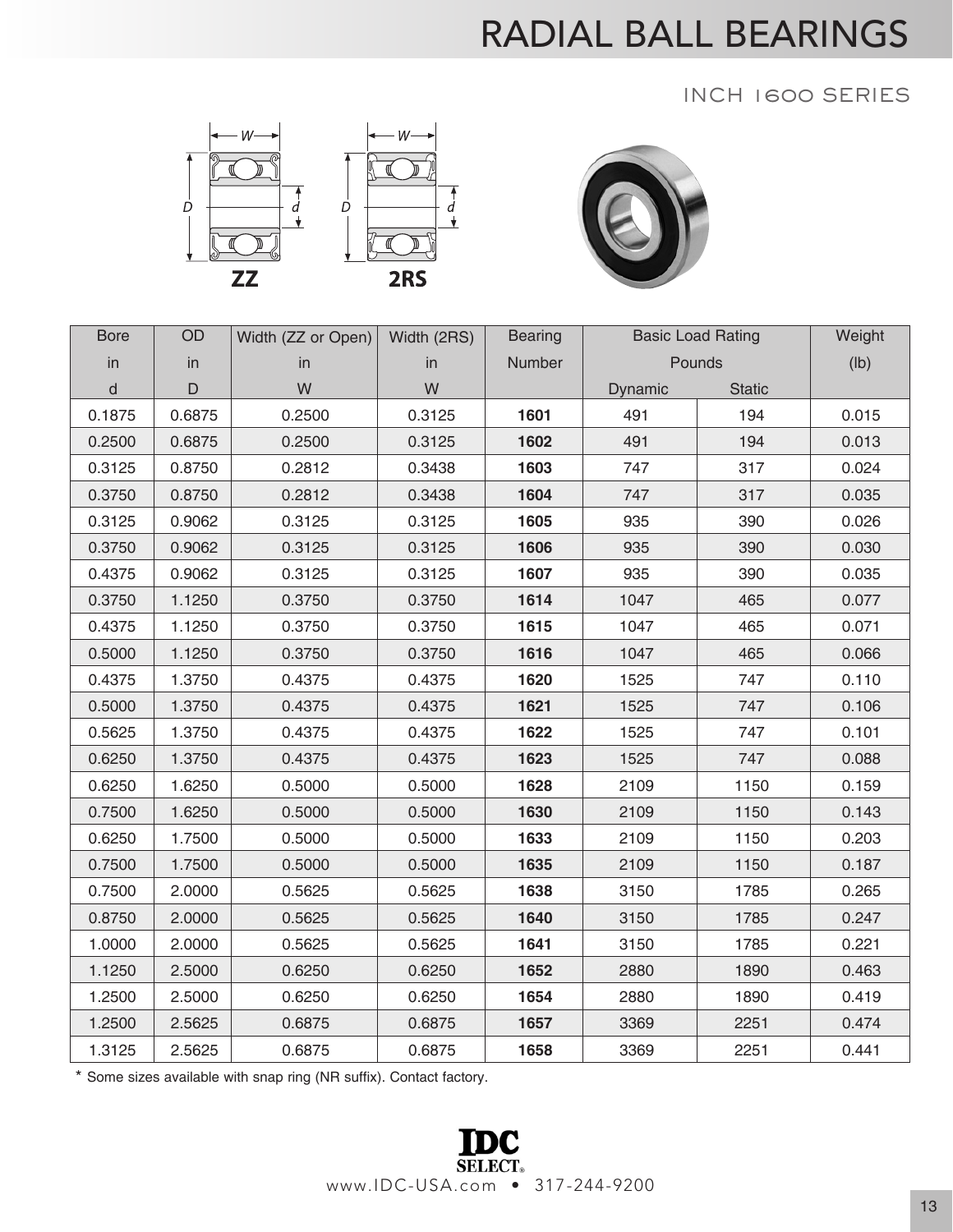# RADIAL BALL BEARINGS

## INCH 1600 SERIES

| Bore in d | OD in D | Width (ZZ or Open) in W | Width (2RS) in W | Bearing Number | Basic Load Rating Pounds Dynamic | Basic Load Rating Pounds Static | Weight (lb) |
|---|---|---|---|---|---|---|---|
| 0.1875 | 0.6875 | 0.2500 | 0.3125 | **1601** | 491 | 194 | 0.015 |
| 0.2500 | 0.6875 | 0.2500 | 0.3125 | **1602** | 491 | 194 | 0.013 |
| 0.3125 | 0.8750 | 0.2812 | 0.3438 | **1603** | 747 | 317 | 0.024 |
| 0.3750 | 0.8750 | 0.2812 | 0.3438 | **1604** | 747 | 317 | 0.035 |
| 0.3125 | 0.9062 | 0.3125 | 0.3125 | **1605** | 935 | 390 | 0.026 |
| 0.3750 | 0.9062 | 0.3125 | 0.3125 | **1606** | 935 | 390 | 0.030 |
| 0.4375 | 0.9062 | 0.3125 | 0.3125 | **1607** | 935 | 390 | 0.035 |
| 0.3750 | 1.1250 | 0.3750 | 0.3750 | **1614** | 1047 | 465 | 0.077 |
| 0.4375 | 1.1250 | 0.3750 | 0.3750 | **1615** | 1047 | 465 | 0.071 |
| 0.5000 | 1.1250 | 0.3750 | 0.3750 | **1616** | 1047 | 465 | 0.066 |
| 0.4375 | 1.3750 | 0.4375 | 0.4375 | **1620** | 1525 | 747 | 0.110 |
| 0.5000 | 1.3750 | 0.4375 | 0.4375 | **1621** | 1525 | 747 | 0.106 |
| 0.5625 | 1.3750 | 0.4375 | 0.4375 | **1622** | 1525 | 747 | 0.101 |
| 0.6250 | 1.3750 | 0.4375 | 0.4375 | **1623** | 1525 | 747 | 0.088 |
| 0.6250 | 1.6250 | 0.5000 | 0.5000 | **1628** | 2109 | 1150 | 0.159 |
| 0.7500 | 1.6250 | 0.5000 | 0.5000 | **1630** | 2109 | 1150 | 0.143 |
| 0.6250 | 1.7500 | 0.5000 | 0.5000 | **1633** | 2109 | 1150 | 0.203 |
| 0.7500 | 1.7500 | 0.5000 | 0.5000 | **1635** | 2109 | 1150 | 0.187 |
| 0.7500 | 2.0000 | 0.5625 | 0.5625 | **1638** | 3150 | 1785 | 0.265 |
| 0.8750 | 2.0000 | 0.5625 | 0.5625 | **1640** | 3150 | 1785 | 0.247 |
| 1.0000 | 2.0000 | 0.5625 | 0.5625 | **1641** | 3150 | 1785 | 0.221 |
| 1.1250 | 2.5000 | 0.6250 | 0.6250 | **1652** | 2880 | 1890 | 0.463 |
| 1.2500 | 2.5000 | 0.6250 | 0.6250 | **1654** | 2880 | 1890 | 0.419 |
| 1.2500 | 2.5625 | 0.6875 | 0.6875 | **1657** | 3369 | 2251 | 0.474 |
| 1.3125 | 2.5625 | 0.6875 | 0.6875 | **1658** | 3369 | 2251 | 0.441 |

* Some sizes available with snap ring (NR suffix). Contact factory.

IDC SELECT®
www.IDC-USA.com • 317-244-9200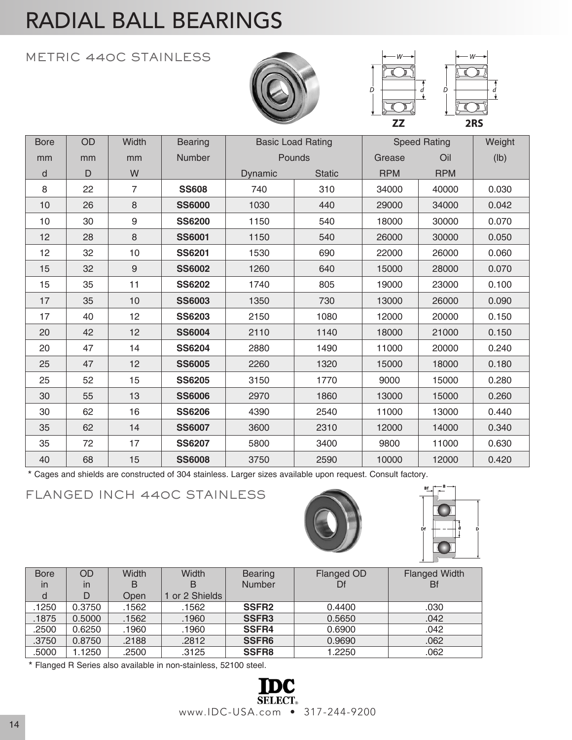# RADIAL BALL BEARINGS

## METRIC 440C STAINLESS

| Bore | OD | Width | Bearing | Basic Load Rating | | Speed Rating | | Weight |
|---|---|---|---|---|---|---|---|---|
| mm | mm | mm | Number | Pounds | | Grease | Oil | (lb) |
| d | D | W | | Dynamic | Static | RPM | RPM | |
| 8 | 22 | 7 | **SS608** | 740 | 310 | 34000 | 40000 | 0.030 |
| 10 | 26 | 8 | **SS6000** | 1030 | 440 | 29000 | 34000 | 0.042 |
| 10 | 30 | 9 | **SS6200** | 1150 | 540 | 18000 | 30000 | 0.070 |
| 12 | 28 | 8 | **SS6001** | 1150 | 540 | 26000 | 30000 | 0.050 |
| 12 | 32 | 10 | **SS6201** | 1530 | 690 | 22000 | 26000 | 0.060 |
| 15 | 32 | 9 | **SS6002** | 1260 | 640 | 15000 | 28000 | 0.070 |
| 15 | 35 | 11 | **SS6202** | 1740 | 805 | 19000 | 23000 | 0.100 |
| 17 | 35 | 10 | **SS6003** | 1350 | 730 | 13000 | 26000 | 0.090 |
| 17 | 40 | 12 | **SS6203** | 2150 | 1080 | 12000 | 20000 | 0.150 |
| 20 | 42 | 12 | **SS6004** | 2110 | 1140 | 18000 | 21000 | 0.150 |
| 20 | 47 | 14 | **SS6204** | 2880 | 1490 | 11000 | 20000 | 0.240 |
| 25 | 47 | 12 | **SS6005** | 2260 | 1320 | 15000 | 18000 | 0.180 |
| 25 | 52 | 15 | **SS6205** | 3150 | 1770 | 9000 | 15000 | 0.280 |
| 30 | 55 | 13 | **SS6006** | 2970 | 1860 | 13000 | 15000 | 0.260 |
| 30 | 62 | 16 | **SS6206** | 4390 | 2540 | 11000 | 13000 | 0.440 |
| 35 | 62 | 14 | **SS6007** | 3600 | 2310 | 12000 | 14000 | 0.340 |
| 35 | 72 | 17 | **SS6207** | 5800 | 3400 | 9800 | 11000 | 0.630 |
| 40 | 68 | 15 | **SS6008** | 3750 | 2590 | 10000 | 12000 | 0.420 |

* Cages and shields are constructed of 304 stainless. Larger sizes available upon request. Consult factory.

## FLANGED INCH 440C STAINLESS

| Bore in d | OD in D | Width B Open | Width B 1 or 2 Shields | Bearing Number | Flanged OD Df | Flanged Width Bf |
|---|---|---|---|---|---|---|
| .1250 | 0.3750 | .1562 | .1562 | **SSFR2** | 0.4400 | .030 |
| .1875 | 0.5000 | .1562 | .1960 | **SSFR3** | 0.5650 | .042 |
| .2500 | 0.6250 | .1960 | .1960 | **SSFR4** | 0.6900 | .042 |
| .3750 | 0.8750 | .2188 | .2812 | **SSFR6** | 0.9690 | .062 |
| .5000 | 1.1250 | .2500 | .3125 | **SSFR8** | 1.2250 | .062 |

* Flanged R Series also available in non-stainless, 52100 steel.

IDC SELECT®

www.IDC-USA.com • 317-244-9200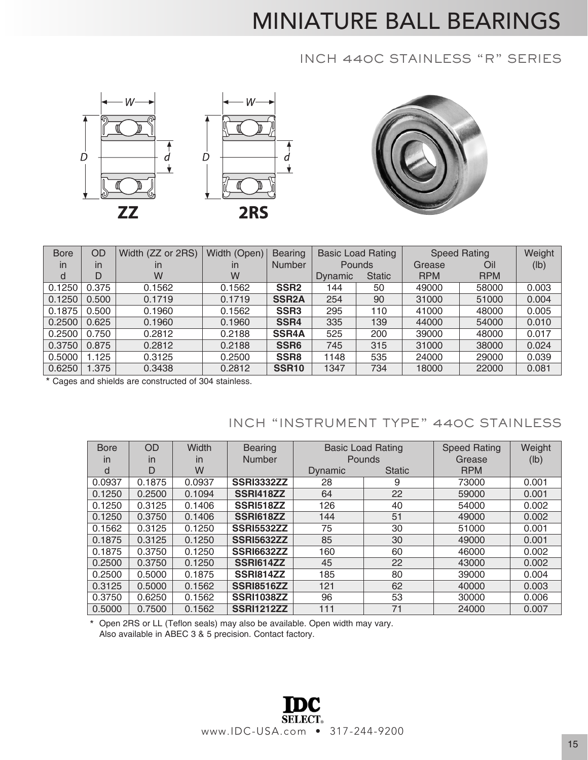# MINIATURE BALL BEARINGS

## INCH 440C STAINLESS "R" SERIES

ZZ

2RS

| Bore in d | OD in D | Width (ZZ or 2RS) in W | Width (Open) in W | Bearing Number | Basic Load Rating Pounds | | Speed Rating | | Weight (lb) |
|---|---|---|---|---|---|---|---|---|---|
| | | | | | Dynamic | Static | Grease RPM | Oil RPM | |
| 0.1250 | 0.375 | 0.1562 | 0.1562 | **SSR2** | 144 | 50 | 49000 | 58000 | 0.003 |
| 0.1250 | 0.500 | 0.1719 | 0.1719 | **SSR2A** | 254 | 90 | 31000 | 51000 | 0.004 |
| 0.1875 | 0.500 | 0.1960 | 0.1562 | **SSR3** | 295 | 110 | 41000 | 48000 | 0.005 |
| 0.2500 | 0.625 | 0.1960 | 0.1960 | **SSR4** | 335 | 139 | 44000 | 54000 | 0.010 |
| 0.2500 | 0.750 | 0.2812 | 0.2188 | **SSR4A** | 525 | 200 | 39000 | 48000 | 0.017 |
| 0.3750 | 0.875 | 0.2812 | 0.2188 | **SSR6** | 745 | 315 | 31000 | 38000 | 0.024 |
| 0.5000 | 1.125 | 0.3125 | 0.2500 | **SSR8** | 1148 | 535 | 24000 | 29000 | 0.039 |
| 0.6250 | 1.375 | 0.3438 | 0.2812 | **SSR10** | 1347 | 734 | 18000 | 22000 | 0.081 |

* Cages and shields are constructed of 304 stainless.

## INCH "INSTRUMENT TYPE" 440C STAINLESS

| Bore in d | OD in D | Width in W | Bearing Number | Basic Load Rating Pounds | | Speed Rating Grease RPM | Weight (lb) |
|---|---|---|---|---|---|---|---|
| | | | | Dynamic | Static | | |
| 0.0937 | 0.1875 | 0.0937 | **SSRI3332ZZ** | 28 | 9 | 73000 | 0.001 |
| 0.1250 | 0.2500 | 0.1094 | **SSRI418ZZ** | 64 | 22 | 59000 | 0.001 |
| 0.1250 | 0.3125 | 0.1406 | **SSRI518ZZ** | 126 | 40 | 54000 | 0.002 |
| 0.1250 | 0.3750 | 0.1406 | **SSRI618ZZ** | 144 | 51 | 49000 | 0.002 |
| 0.1562 | 0.3125 | 0.1250 | **SSRI5532ZZ** | 75 | 30 | 51000 | 0.001 |
| 0.1875 | 0.3125 | 0.1250 | **SSRI5632ZZ** | 85 | 30 | 49000 | 0.001 |
| 0.1875 | 0.3750 | 0.1250 | **SSRI6632ZZ** | 160 | 60 | 46000 | 0.002 |
| 0.2500 | 0.3750 | 0.1250 | **SSRI614ZZ** | 45 | 22 | 43000 | 0.002 |
| 0.2500 | 0.5000 | 0.1875 | **SSRI814ZZ** | 185 | 80 | 39000 | 0.004 |
| 0.3125 | 0.5000 | 0.1562 | **SSRI8516ZZ** | 121 | 62 | 40000 | 0.003 |
| 0.3750 | 0.6250 | 0.1562 | **SSRI1038ZZ** | 96 | 53 | 30000 | 0.006 |
| 0.5000 | 0.7500 | 0.1562 | **SSRI1212ZZ** | 111 | 71 | 24000 | 0.007 |

* Open 2RS or LL (Teflon seals) may also be available. Open width may vary.
Also available in ABEC 3 & 5 precision. Contact factory.

IDC SELECT®
www.IDC-USA.com • 317-244-9200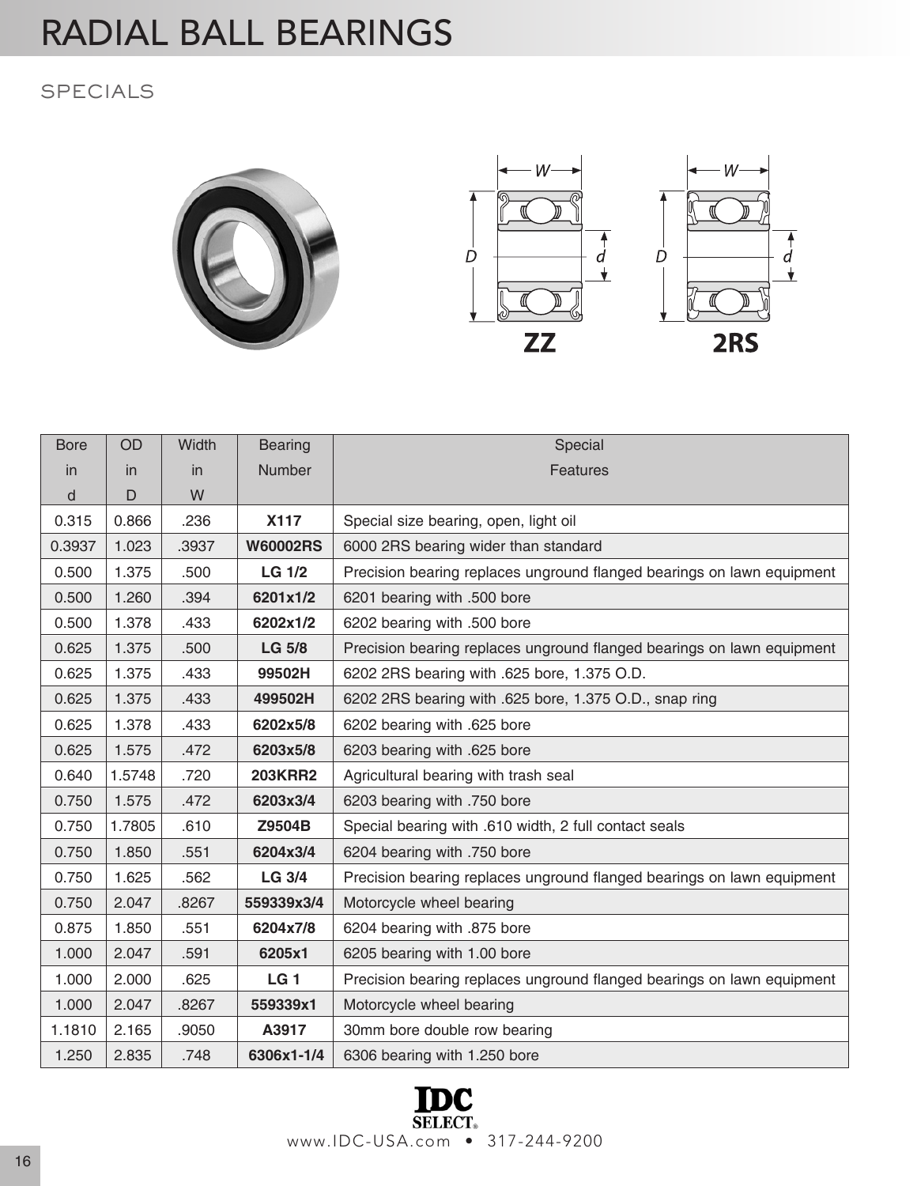# RADIAL BALL BEARINGS

## SPECIALS

W
D
d
ZZ
W
D
d
2RS

| Bore in d | OD in D | Width in W | Bearing Number | Special Features |
|---|---|---|---|---|
| 0.315 | 0.866 | .236 | **X117** | Special size bearing, open, light oil |
| 0.3937 | 1.023 | .3937 | **W60002RS** | 6000 2RS bearing wider than standard |
| 0.500 | 1.375 | .500 | **LG 1/2** | Precision bearing replaces unground flanged bearings on lawn equipment |
| 0.500 | 1.260 | .394 | **6201x1/2** | 6201 bearing with .500 bore |
| 0.500 | 1.378 | .433 | **6202x1/2** | 6202 bearing with .500 bore |
| 0.625 | 1.375 | .500 | **LG 5/8** | Precision bearing replaces unground flanged bearings on lawn equipment |
| 0.625 | 1.375 | .433 | **99502H** | 6202 2RS bearing with .625 bore, 1.375 O.D. |
| 0.625 | 1.375 | .433 | **499502H** | 6202 2RS bearing with .625 bore, 1.375 O.D., snap ring |
| 0.625 | 1.378 | .433 | **6202x5/8** | 6202 bearing with .625 bore |
| 0.625 | 1.575 | .472 | **6203x5/8** | 6203 bearing with .625 bore |
| 0.640 | 1.5748 | .720 | **203KRR2** | Agricultural bearing with trash seal |
| 0.750 | 1.575 | .472 | **6203x3/4** | 6203 bearing with .750 bore |
| 0.750 | 1.7805 | .610 | **Z9504B** | Special bearing with .610 width, 2 full contact seals |
| 0.750 | 1.850 | .551 | **6204x3/4** | 6204 bearing with .750 bore |
| 0.750 | 1.625 | .562 | **LG 3/4** | Precision bearing replaces unground flanged bearings on lawn equipment |
| 0.750 | 2.047 | .8267 | **559339x3/4** | Motorcycle wheel bearing |
| 0.875 | 1.850 | .551 | **6204x7/8** | 6204 bearing with .875 bore |
| 1.000 | 2.047 | .591 | **6205x1** | 6205 bearing with 1.00 bore |
| 1.000 | 2.000 | .625 | **LG 1** | Precision bearing replaces unground flanged bearings on lawn equipment |
| 1.000 | 2.047 | .8267 | **559339x1** | Motorcycle wheel bearing |
| 1.1810 | 2.165 | .9050 | **A3917** | 30mm bore double row bearing |
| 1.250 | 2.835 | .748 | **6306x1-1/4** | 6306 bearing with 1.250 bore |

IDC SELECT®
www.IDC-USA.com • 317-244-9200